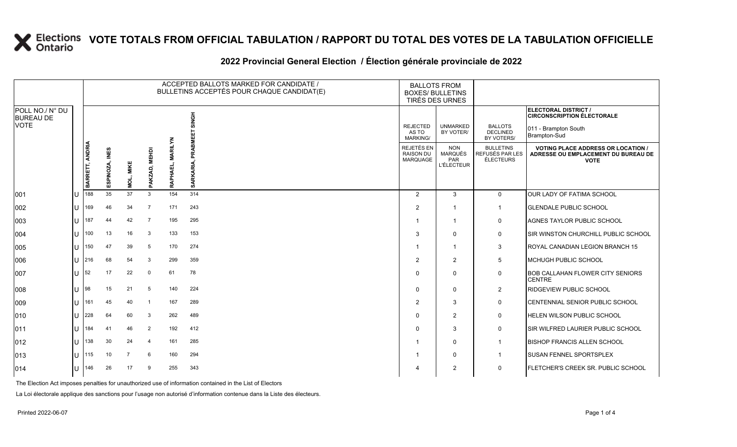# VOTE TOTALS FROM OFFICIAL TABULATION / RAPPORT DU TOTAL DES VOTES DE LA TABULATION OFFICIELLE

## 2022 Provincial General Election / Élection générale provinciale de 2022

ELECTORAL DISTRICT / CIRCONSCRIPTION ÉLECTORALE: 011 - Brampton South / Brampton-Sud

| POLL NO./ N° DU BUREAU DE VOTE | | ACCEPTED BALLOTS MARKED FOR CANDIDATE / BULLETINS ACCEPTÉS POUR CHAQUE CANDIDAT(E) | | | | | | BALLOTS FROM BOXES/ BULLETINS TIRÉS DES URNES | | | |
|---|---|---|---|---|---|---|---|---|---|---|---|
| | | BARRETT, ANDRIA | ESPINOZA, INES | MOL, MIKE | PAKZAD, MEHDI | RAPHAEL, MARILYN | SARKARIA, PRABMEET SINGH | REJECTED AS TO MARKING/ REJETÉS EN RAISON DU MARQUAGE | UNMARKED BY VOTER/ NON MARQUÉS PAR L'ÉLECTEUR | BALLOTS DECLINED BY VOTERS/ BULLETINS REFUSÉS PAR LES ÉLECTEURS | VOTING PLACE ADDRESS OR LOCATION / ADRESSE OU EMPLACEMENT DU BUREAU DE VOTE |
| 001 | U | 188 | 35 | 37 | 3 | 154 | 314 | 2 | 3 | 0 | OUR LADY OF FATIMA SCHOOL |
| 002 | U | 169 | 46 | 34 | 7 | 171 | 243 | 2 | 1 | 1 | GLENDALE PUBLIC SCHOOL |
| 003 | U | 187 | 44 | 42 | 7 | 195 | 295 | 1 | 1 | 0 | AGNES TAYLOR PUBLIC SCHOOL |
| 004 | U | 100 | 13 | 16 | 3 | 133 | 153 | 3 | 0 | 0 | SIR WINSTON CHURCHILL PUBLIC SCHOOL |
| 005 | U | 150 | 47 | 39 | 5 | 170 | 274 | 1 | 1 | 3 | ROYAL CANADIAN LEGION BRANCH 15 |
| 006 | U | 216 | 68 | 54 | 3 | 299 | 359 | 2 | 2 | 5 | MCHUGH PUBLIC SCHOOL |
| 007 | U | 52 | 17 | 22 | 0 | 61 | 78 | 0 | 0 | 0 | BOB CALLAHAN FLOWER CITY SENIORS CENTRE |
| 008 | U | 98 | 15 | 21 | 5 | 140 | 224 | 0 | 0 | 2 | RIDGEVIEW PUBLIC SCHOOL |
| 009 | U | 161 | 45 | 40 | 1 | 167 | 289 | 2 | 3 | 0 | CENTENNIAL SENIOR PUBLIC SCHOOL |
| 010 | U | 228 | 64 | 60 | 3 | 262 | 489 | 0 | 2 | 0 | HELEN WILSON PUBLIC SCHOOL |
| 011 | U | 184 | 41 | 46 | 2 | 192 | 412 | 0 | 3 | 0 | SIR WILFRED LAURIER PUBLIC SCHOOL |
| 012 | U | 138 | 30 | 24 | 4 | 161 | 285 | 1 | 0 | 1 | BISHOP FRANCIS ALLEN SCHOOL |
| 013 | U | 115 | 10 | 7 | 6 | 160 | 294 | 1 | 0 | 1 | SUSAN FENNEL SPORTSPLEX |
| 014 | U | 146 | 26 | 17 | 9 | 255 | 343 | 4 | 2 | 0 | FLETCHER'S CREEK SR. PUBLIC SCHOOL |

The Election Act imposes penalties for unauthorized use of information contained in the List of Electors

La Loi électorale applique des sanctions pour l'usage non autorisé d'information contenue dans la Liste des électeurs.

Printed 2022-06-07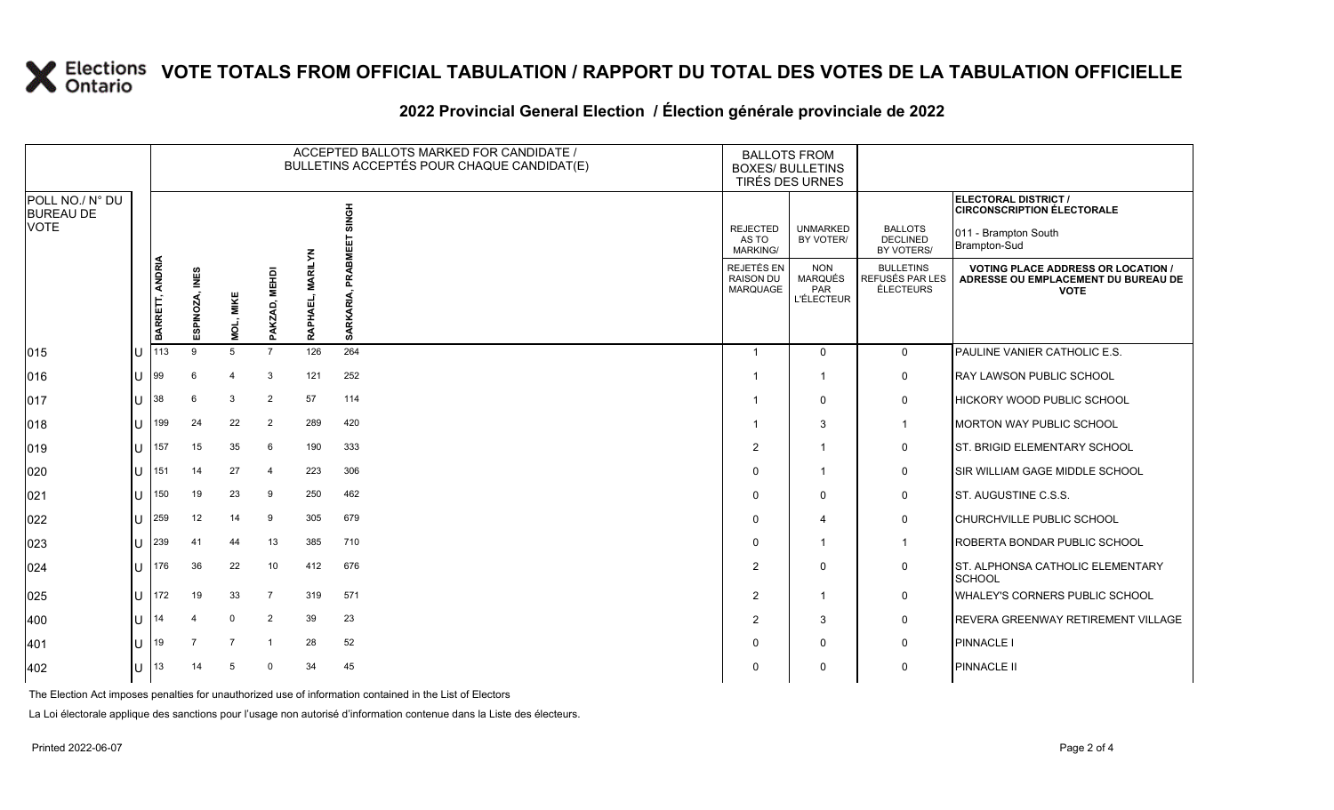# VOTE TOTALS FROM OFFICIAL TABULATION / RAPPORT DU TOTAL DES VOTES DE LA TABULATION OFFICIELLE

## 2022 Provincial General Election / Élection générale provinciale de 2022

| POLL NO./ N° DU BUREAU DE VOTE | | ACCEPTED BALLOTS MARKED FOR CANDIDATE / BULLETINS ACCEPTÉS POUR CHAQUE CANDIDAT(E) | | | | | | BALLOTS FROM BOXES/ BULLETINS TIRÉS DES URNES | | | ELECTORAL DISTRICT / CIRCONSCRIPTION ÉLECTORALE 011 - Brampton South Brampton-Sud |
|---|---|---|---|---|---|---|---|---|---|---|---|
| | | BARRETT, ANDRIA | ESPINOZA, INES | MOL, MIKE | PAKZAD, MEHDI | RAPHAEL, MARILYN | SARKARIA, PRABMEET SINGH | REJECTED AS TO MARKING/ REJETÉS EN RAISON DU MARQUAGE | UNMARKED BY VOTER/ NON MARQUÉS PAR L'ÉLECTEUR | BALLOTS DECLINED BY VOTERS/ BULLETINS REFUSÉS PAR LES ÉLECTEURS | VOTING PLACE ADDRESS OR LOCATION / ADRESSE OU EMPLACEMENT DU BUREAU DE VOTE |
| 015 | U | 113 | 9 | 5 | 7 | 126 | 264 | 1 | 0 | 0 | PAULINE VANIER CATHOLIC E.S. |
| 016 | U | 99 | 6 | 4 | 3 | 121 | 252 | 1 | 1 | 0 | RAY LAWSON PUBLIC SCHOOL |
| 017 | U | 38 | 6 | 3 | 2 | 57 | 114 | 1 | 0 | 0 | HICKORY WOOD PUBLIC SCHOOL |
| 018 | U | 199 | 24 | 22 | 2 | 289 | 420 | 1 | 3 | 1 | MORTON WAY PUBLIC SCHOOL |
| 019 | U | 157 | 15 | 35 | 6 | 190 | 333 | 2 | 1 | 0 | ST. BRIGID ELEMENTARY SCHOOL |
| 020 | U | 151 | 14 | 27 | 4 | 223 | 306 | 0 | 1 | 0 | SIR WILLIAM GAGE MIDDLE SCHOOL |
| 021 | U | 150 | 19 | 23 | 9 | 250 | 462 | 0 | 0 | 0 | ST. AUGUSTINE C.S.S. |
| 022 | U | 259 | 12 | 14 | 9 | 305 | 679 | 0 | 4 | 0 | CHURCHVILLE PUBLIC SCHOOL |
| 023 | U | 239 | 41 | 44 | 13 | 385 | 710 | 0 | 1 | 1 | ROBERTA BONDAR PUBLIC SCHOOL |
| 024 | U | 176 | 36 | 22 | 10 | 412 | 676 | 2 | 0 | 0 | ST. ALPHONSA CATHOLIC ELEMENTARY SCHOOL |
| 025 | U | 172 | 19 | 33 | 7 | 319 | 571 | 2 | 1 | 0 | WHALEY'S CORNERS PUBLIC SCHOOL |
| 400 | U | 14 | 4 | 0 | 2 | 39 | 23 | 2 | 3 | 0 | REVERA GREENWAY RETIREMENT VILLAGE |
| 401 | U | 19 | 7 | 7 | 1 | 28 | 52 | 0 | 0 | 0 | PINNACLE I |
| 402 | U | 13 | 14 | 5 | 0 | 34 | 45 | 0 | 0 | 0 | PINNACLE II |

The Election Act imposes penalties for unauthorized use of information contained in the List of Electors

La Loi électorale applique des sanctions pour l'usage non autorisé d'information contenue dans la Liste des électeurs.

Printed 2022-06-07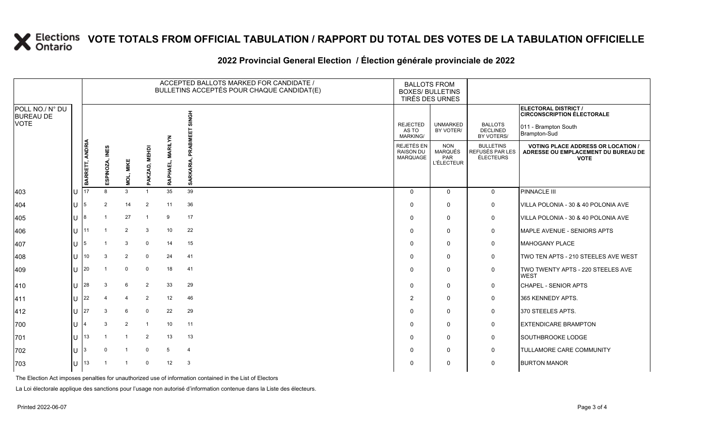# VOTE TOTALS FROM OFFICIAL TABULATION / RAPPORT DU TOTAL DES VOTES DE LA TABULATION OFFICIELLE

## 2022 Provincial General Election / Élection générale provinciale de 2022

| POLL NO./ N° DU BUREAU DE VOTE | | ACCEPTED BALLOTS MARKED FOR CANDIDATE / BULLETINS ACCEPTÉS POUR CHAQUE CANDIDAT(E) | | | | | | BALLOTS FROM BOXES/ BULLETINS TIRÉS DES URNES | | | ELECTORAL DISTRICT / CIRCONSCRIPTION ÉLECTORALE 011 - Brampton South Brampton-Sud |
|---|---|---|---|---|---|---|---|---|---|---|---|
| | | BARRETT, ANDRIA | ESPINOZA, INES | MOL, MIKE | PAKZAD, MEHDI | RAPHAEL, MARILYN | SARKARIA, PRABMEET SINGH | REJECTED AS TO MARKING/ REJETÉS EN RAISON DU MARQUAGE | UNMARKED BY VOTER/ NON MARQUÉS PAR L'ÉLECTEUR | BALLOTS DECLINED BY VOTERS/ BULLETINS REFUSÉS PAR LES ÉLECTEURS | VOTING PLACE ADDRESS OR LOCATION / ADRESSE OU EMPLACEMENT DU BUREAU DE VOTE |
| 403 | U | 17 | 8 | 3 | 1 | 35 | 39 | 0 | 0 | 0 | PINNACLE III |
| 404 | U | 5 | 2 | 14 | 2 | 11 | 36 | 0 | 0 | 0 | VILLA POLONIA - 30 & 40 POLONIA AVE |
| 405 | U | 8 | 1 | 27 | 1 | 9 | 17 | 0 | 0 | 0 | VILLA POLONIA - 30 & 40 POLONIA AVE |
| 406 | U | 11 | 1 | 2 | 3 | 10 | 22 | 0 | 0 | 0 | MAPLE AVENUE - SENIORS APTS |
| 407 | U | 5 | 1 | 3 | 0 | 14 | 15 | 0 | 0 | 0 | MAHOGANY PLACE |
| 408 | U | 10 | 3 | 2 | 0 | 24 | 41 | 0 | 0 | 0 | TWO TEN APTS - 210 STEELES AVE WEST |
| 409 | U | 20 | 1 | 0 | 0 | 18 | 41 | 0 | 0 | 0 | TWO TWENTY APTS - 220 STEELES AVE WEST |
| 410 | U | 28 | 3 | 6 | 2 | 33 | 29 | 0 | 0 | 0 | CHAPEL - SENIOR APTS |
| 411 | U | 22 | 4 | 4 | 2 | 12 | 46 | 2 | 0 | 0 | 365 KENNEDY APTS. |
| 412 | U | 27 | 3 | 6 | 0 | 22 | 29 | 0 | 0 | 0 | 370 STEELES APTS. |
| 700 | U | 4 | 3 | 2 | 1 | 10 | 11 | 0 | 0 | 0 | EXTENDICARE BRAMPTON |
| 701 | U | 13 | 1 | 1 | 2 | 13 | 13 | 0 | 0 | 0 | SOUTHBROOKE LODGE |
| 702 | U | 3 | 0 | 1 | 0 | 5 | 4 | 0 | 0 | 0 | TULLAMORE CARE COMMUNITY |
| 703 | U | 13 | 1 | 1 | 0 | 12 | 3 | 0 | 0 | 0 | BURTON MANOR |

The Election Act imposes penalties for unauthorized use of information contained in the List of Electors

La Loi électorale applique des sanctions pour l'usage non autorisé d'information contenue dans la Liste des électeurs.

Printed 2022-06-07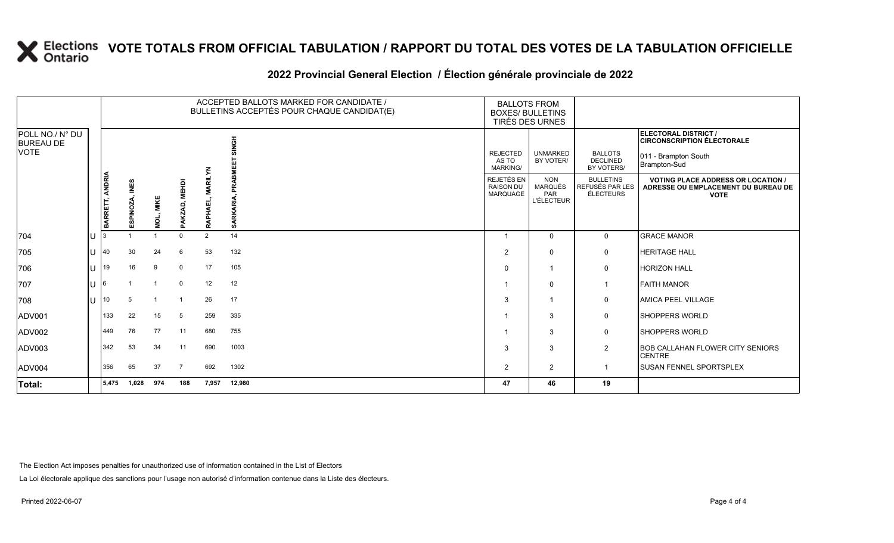# VOTE TOTALS FROM OFFICIAL TABULATION / RAPPORT DU TOTAL DES VOTES DE LA TABULATION OFFICIELLE

## 2022 Provincial General Election / Élection générale provinciale de 2022

ELECTORAL DISTRICT / CIRCONSCRIPTION ÉLECTORALE: 011 - Brampton South / Brampton-Sud

| POLL NO./ N° DU BUREAU DE VOTE | | ACCEPTED BALLOTS MARKED FOR CANDIDATE / BULLETINS ACCEPTÉS POUR CHAQUE CANDIDAT(E) | | | | | | BALLOTS FROM BOXES/ BULLETINS TIRÉS DES URNES | | | |
|---|---|---|---|---|---|---|---|---|---|---|---|
| | | BARRETT, ANDRIA | ESPINOZA, INES | MOL, MIKE | PAKZAD, MEHDI | RAPHAEL, MARILYN | SARKARIA, PRABMEET SINGH | REJECTED AS TO MARKING/ REJETÉS EN RAISON DU MARQUAGE | UNMARKED BY VOTER/ NON MARQUÉS PAR L'ÉLECTEUR | BALLOTS DECLINED BY VOTERS/ BULLETINS REFUSÉS PAR LES ÉLECTEURS | VOTING PLACE ADDRESS OR LOCATION / ADRESSE OU EMPLACEMENT DU BUREAU DE VOTE |
| 704 | U | 3 | 1 | 1 | 0 | 2 | 14 | 1 | 0 | 0 | GRACE MANOR |
| 705 | U | 40 | 30 | 24 | 6 | 53 | 132 | 2 | 0 | 0 | HERITAGE HALL |
| 706 | U | 19 | 16 | 9 | 0 | 17 | 105 | 0 | 1 | 0 | HORIZON HALL |
| 707 | U | 6 | 1 | 1 | 0 | 12 | 12 | 1 | 0 | 1 | FAITH MANOR |
| 708 | U | 10 | 5 | 1 | 1 | 26 | 17 | 3 | 1 | 0 | AMICA PEEL VILLAGE |
| ADV001 | | 133 | 22 | 15 | 5 | 259 | 335 | 1 | 3 | 0 | SHOPPERS WORLD |
| ADV002 | | 449 | 76 | 77 | 11 | 680 | 755 | 1 | 3 | 0 | SHOPPERS WORLD |
| ADV003 | | 342 | 53 | 34 | 11 | 690 | 1003 | 3 | 3 | 2 | BOB CALLAHAN FLOWER CITY SENIORS CENTRE |
| ADV004 | | 356 | 65 | 37 | 7 | 692 | 1302 | 2 | 2 | 1 | SUSAN FENNEL SPORTSPLEX |
| Total: | | 5,475 | 1,028 | 974 | 188 | 7,957 | 12,980 | 47 | 46 | 19 | |

The Election Act imposes penalties for unauthorized use of information contained in the List of Electors

La Loi électorale applique des sanctions pour l'usage non autorisé d'information contenue dans la Liste des électeurs.

Printed 2022-06-07